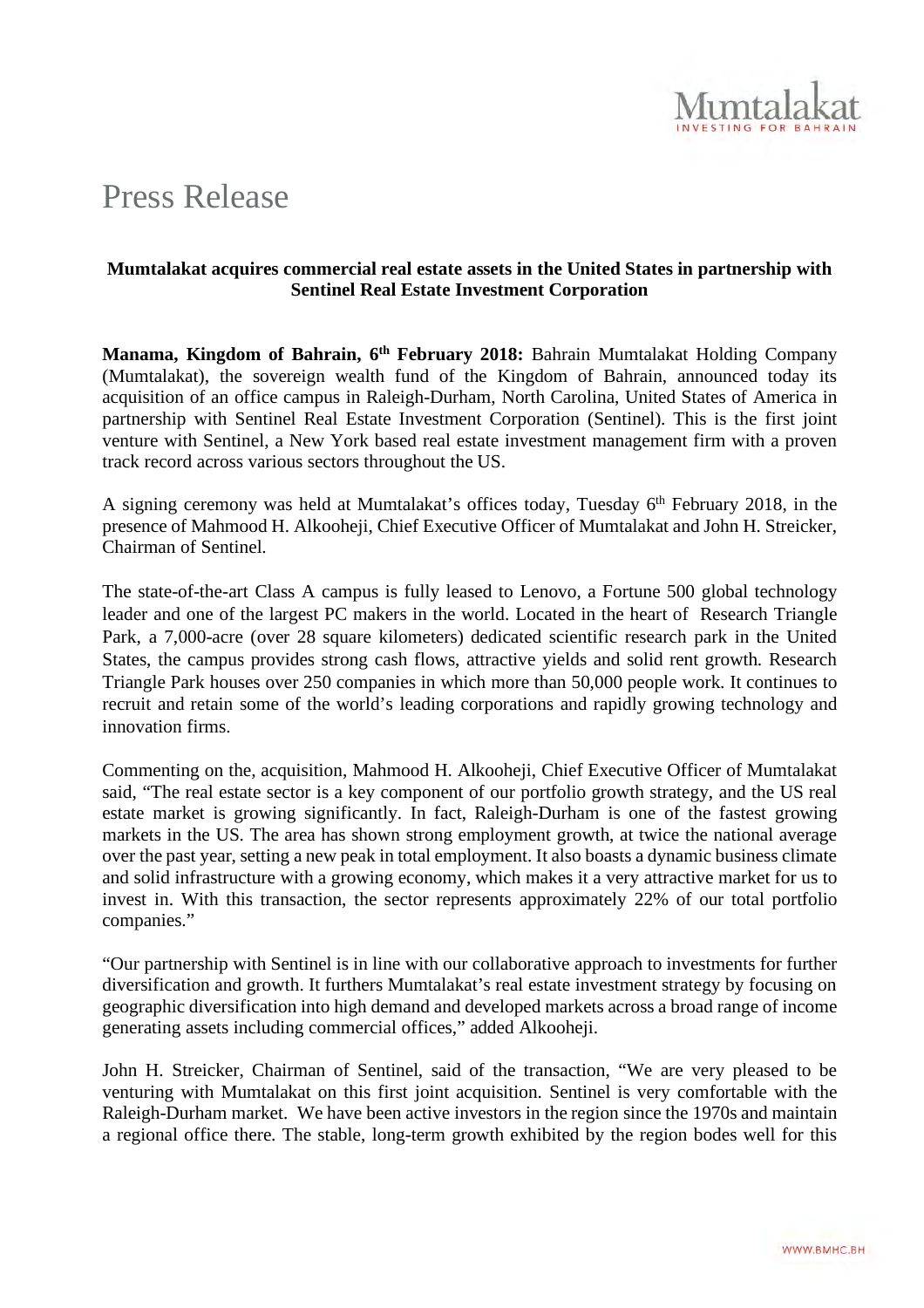# Press Release

**Mumtalakat acquires commercial real estate assets in the United States in partnership with Sentinel Real Estate Investment Corporation**

**Manama, Kingdom of Bahrain, 6th February 2018:** Bahrain Mumtalakat Holding Company (Mumtalakat), the sovereign wealth fund of the Kingdom of Bahrain, announced today its acquisition of an office campus in Raleigh-Durham, North Carolina, United States of America in partnership with Sentinel Real Estate Investment Corporation (Sentinel). This is the first joint venture with Sentinel, a New York based real estate investment management firm with a proven track record across various sectors throughout the US.

A signing ceremony was held at Mumtalakat's offices today, Tuesday 6th February 2018, in the presence of Mahmood H. Alkooheji, Chief Executive Officer of Mumtalakat and John H. Streicker, Chairman of Sentinel.

The state-of-the-art Class A campus is fully leased to Lenovo, a Fortune 500 global technology leader and one of the largest PC makers in the world. Located in the heart of Research Triangle Park, a 7,000-acre (over 28 square kilometers) dedicated scientific research park in the United States, the campus provides strong cash flows, attractive yields and solid rent growth. Research Triangle Park houses over 250 companies in which more than 50,000 people work. It continues to recruit and retain some of the world's leading corporations and rapidly growing technology and innovation firms.

Commenting on the, acquisition, Mahmood H. Alkooheji, Chief Executive Officer of Mumtalakat said, "The real estate sector is a key component of our portfolio growth strategy, and the US real estate market is growing significantly. In fact, Raleigh-Durham is one of the fastest growing markets in the US. The area has shown strong employment growth, at twice the national average over the past year, setting a new peak in total employment. It also boasts a dynamic business climate and solid infrastructure with a growing economy, which makes it a very attractive market for us to invest in. With this transaction, the sector represents approximately 22% of our total portfolio companies."

"Our partnership with Sentinel is in line with our collaborative approach to investments for further diversification and growth. It furthers Mumtalakat's real estate investment strategy by focusing on geographic diversification into high demand and developed markets across a broad range of income generating assets including commercial offices," added Alkooheji.

John H. Streicker, Chairman of Sentinel, said of the transaction, "We are very pleased to be venturing with Mumtalakat on this first joint acquisition. Sentinel is very comfortable with the Raleigh-Durham market. We have been active investors in the region since the 1970s and maintain a regional office there. The stable, long-term growth exhibited by the region bodes well for this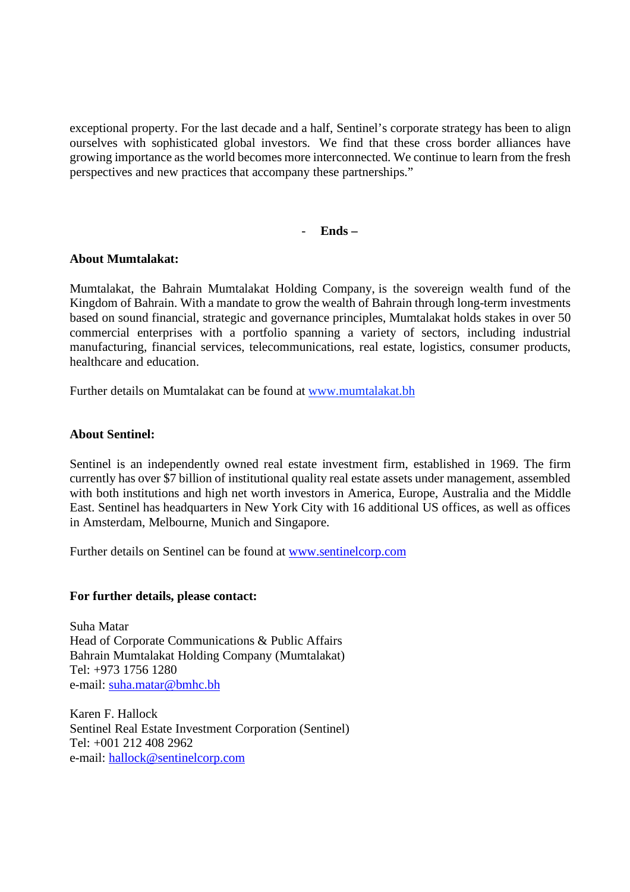exceptional property. For the last decade and a half, Sentinel's corporate strategy has been to align ourselves with sophisticated global investors. We find that these cross border alliances have growing importance as the world becomes more interconnected. We continue to learn from the fresh perspectives and new practices that accompany these partnerships."

- **Ends –**

**About Mumtalakat:**

Mumtalakat, the Bahrain Mumtalakat Holding Company, is the sovereign wealth fund of the Kingdom of Bahrain. With a mandate to grow the wealth of Bahrain through long-term investments based on sound financial, strategic and governance principles, Mumtalakat holds stakes in over 50 commercial enterprises with a portfolio spanning a variety of sectors, including industrial manufacturing, financial services, telecommunications, real estate, logistics, consumer products, healthcare and education.

Further details on Mumtalakat can be found at [www.mumtalakat.bh](http://www.mumtalakat.bh)

**About Sentinel:**

Sentinel is an independently owned real estate investment firm, established in 1969. The firm currently has over $7 billion of institutional quality real estate assets under management, assembled with both institutions and high net worth investors in America, Europe, Australia and the Middle East. Sentinel has headquarters in New York City with 16 additional US offices, as well as offices in Amsterdam, Melbourne, Munich and Singapore.

Further details on Sentinel can be found at [www.sentinelcorp.com](http://www.sentinelcorp.com)

**For further details, please contact:**

Suha Matar
Head of Corporate Communications & Public Affairs
Bahrain Mumtalakat Holding Company (Mumtalakat)
Tel: +973 1756 1280
e-mail: [suha.matar@bmhc.bh](mailto:suha.matar@bmhc.bh)

Karen F. Hallock
Sentinel Real Estate Investment Corporation (Sentinel)
Tel: +001 212 408 2962
e-mail: [hallock@sentinelcorp.com](mailto:hallock@sentinelcorp.com)